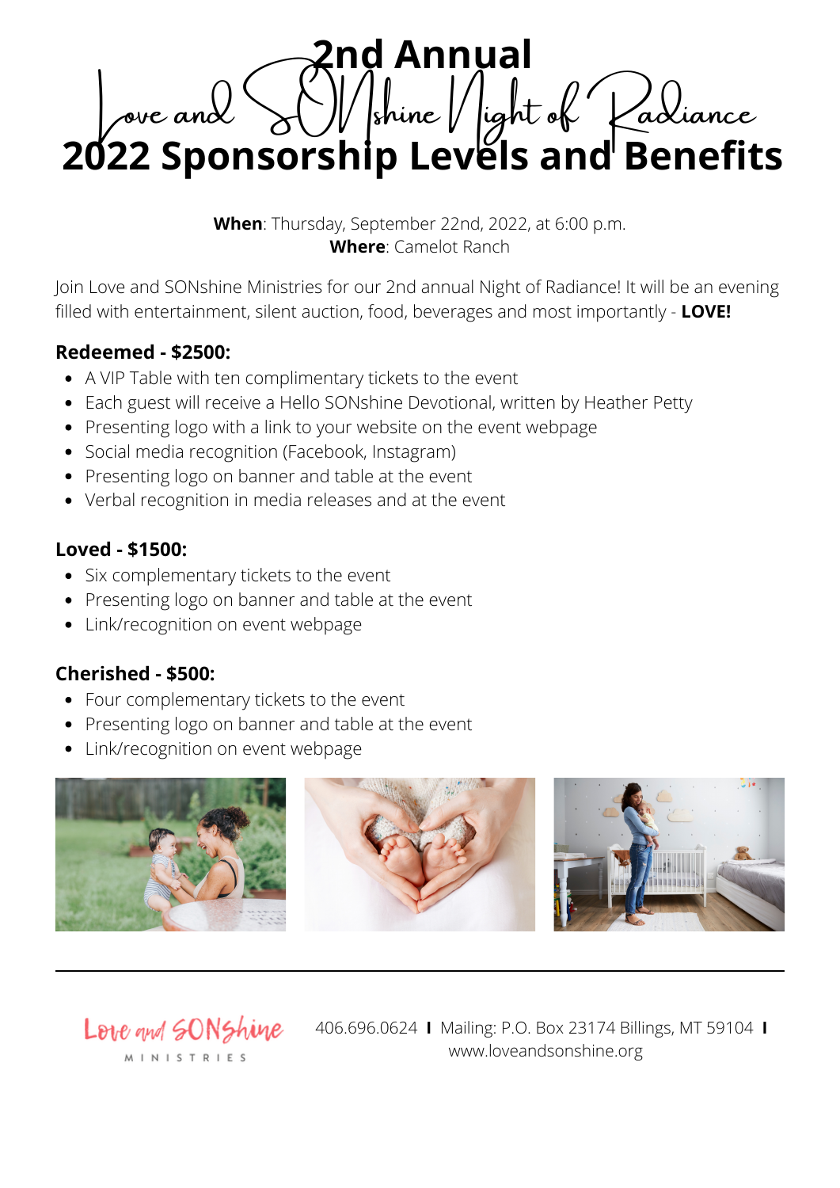# 2nd Annual

## Love and SONshine Night of Radiance

# 2022 Sponsorship Levels and Benefits

**When**: Thursday, September 22nd, 2022, at 6:00 p.m.
**Where**: Camelot Ranch

Join Love and SONshine Ministries for our 2nd annual Night of Radiance! It will be an evening filled with entertainment, silent auction, food, beverages and most importantly - **LOVE!**

### Redeemed - $2500:

- A VIP Table with ten complimentary tickets to the event
- Each guest will receive a Hello SONshine Devotional, written by Heather Petty
- Presenting logo with a link to your website on the event webpage
- Social media recognition (Facebook, Instagram)
- Presenting logo on banner and table at the event
- Verbal recognition in media releases and at the event

### Loved - $1500:

- Six complementary tickets to the event
- Presenting logo on banner and table at the event
- Link/recognition on event webpage

### Cherished - $500:

- Four complementary tickets to the event
- Presenting logo on banner and table at the event
- Link/recognition on event webpage

---

Love and SONshine MINISTRIES

406.696.0624 I Mailing: P.O. Box 23174 Billings, MT 59104 I www.loveandsonshine.org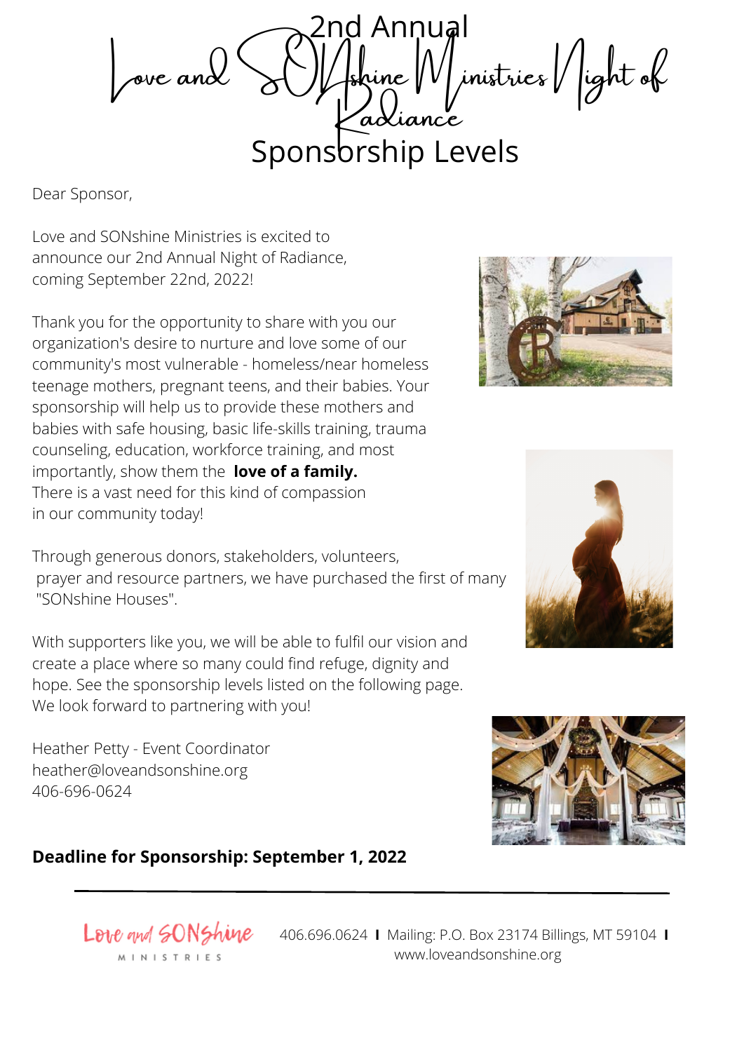# 2nd Annual Love and SONshine Ministries Night of Radiance Sponsorship Levels

Dear Sponsor,

Love and SONshine Ministries is excited to announce our 2nd Annual Night of Radiance, coming September 22nd, 2022!

Thank you for the opportunity to share with you our organization's desire to nurture and love some of our community's most vulnerable - homeless/near homeless teenage mothers, pregnant teens, and their babies. Your sponsorship will help us to provide these mothers and babies with safe housing, basic life-skills training, trauma counseling, education, workforce training, and most importantly, show them the **love of a family.** There is a vast need for this kind of compassion in our community today!

Through generous donors, stakeholders, volunteers, prayer and resource partners, we have purchased the first of many "SONshine Houses".

With supporters like you, we will be able to fulfil our vision and create a place where so many could find refuge, dignity and hope. See the sponsorship levels listed on the following page. We look forward to partnering with you!

Heather Petty - Event Coordinator
heather@loveandsonshine.org
406-696-0624

**Deadline for Sponsorship: September 1, 2022**

---

Love and SONshine MINISTRIES

406.696.0624 | Mailing: P.O. Box 23174 Billings, MT 59104 | www.loveandsonshine.org